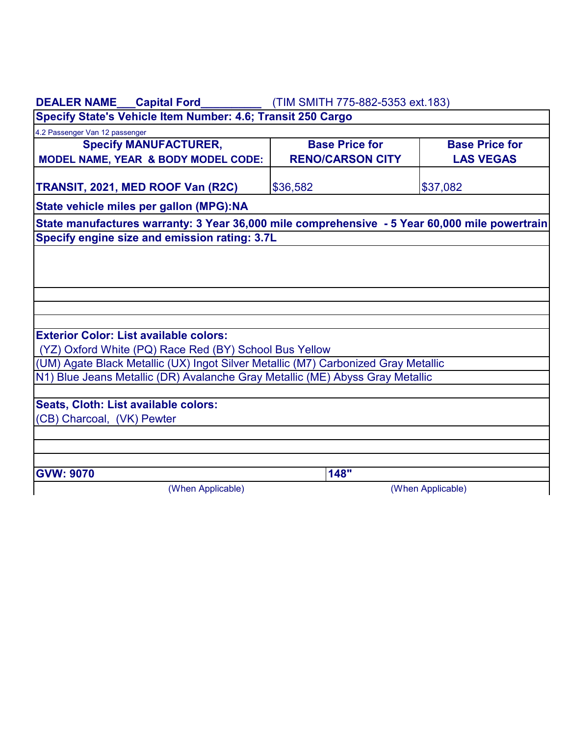**DEALER NAME\_\_\_Capital Ford\_\_\_\_\_\_\_\_\_\_** (TIM SMITH 775-882-5353 ext.183)

**Specify State's Vehicle Item Number: 4.6; Transit 250 Cargo**

4.2 Passenger Van 12 passenger

| **Specify MANUFACTURER, MODEL NAME, YEAR & BODY MODEL CODE:** | **Base Price for RENO/CARSON CITY** | **Base Price for LAS VEGAS** |
| --- | --- | --- |
| **TRANSIT, 2021, MED ROOF Van (R2C)** | $36,582 | $37,082 |

**State vehicle miles per gallon (MPG):NA**

**State manufactures warranty: 3 Year 36,000 mile comprehensive - 5 Year 60,000 mile powertrain**

**Specify engine size and emission rating: 3.7L**

**Exterior Color: List available colors:**

(YZ) Oxford White (PQ) Race Red (BY) School Bus Yellow

(UM) Agate Black Metallic (UX) Ingot Silver Metallic (M7) Carbonized Gray Metallic

N1) Blue Jeans Metallic (DR) Avalanche Gray Metallic (ME) Abyss Gray Metallic

**Seats, Cloth: List available colors:**

(CB) Charcoal, (VK) Pewter

| **GVW: 9070** | **148"** |
| --- | --- |
| (When Applicable) | (When Applicable) |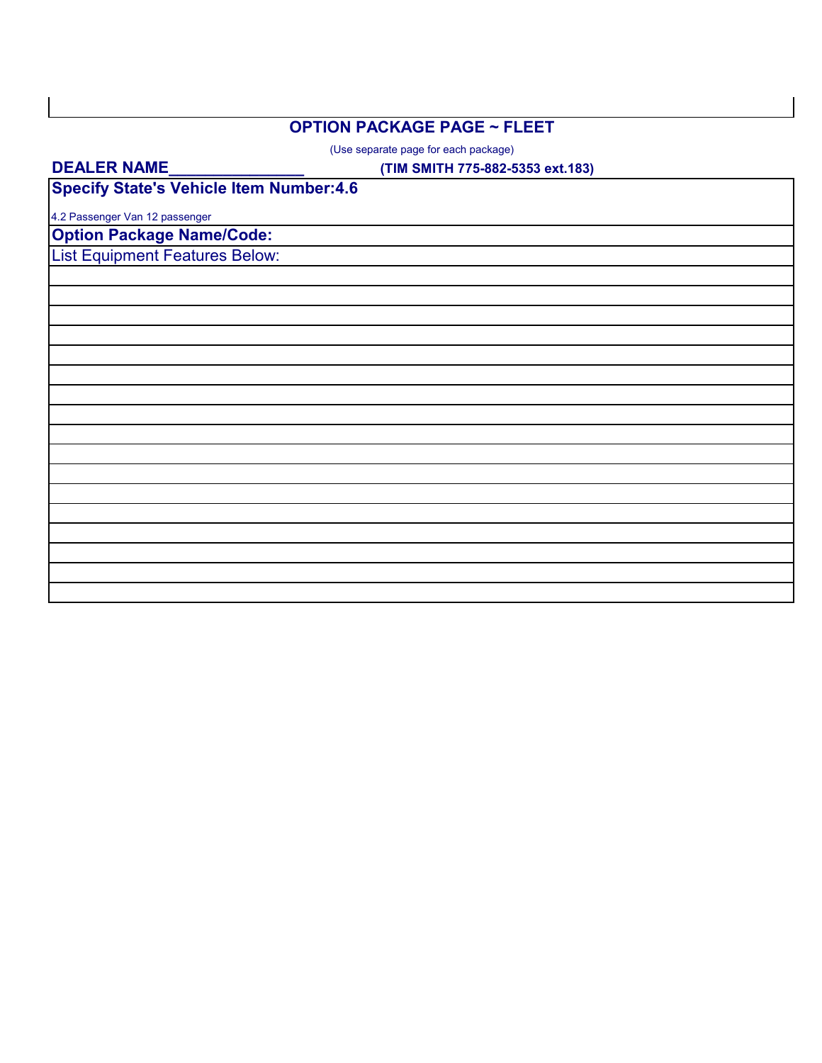## OPTION PACKAGE PAGE ~ FLEET

(Use separate page for each package)

**DEALER NAME_______________** **(TIM SMITH 775-882-5353 ext.183)**

| **Specify State's Vehicle Item Number:4.6**<br><br>4.2 Passenger Van 12 passenger |
|---|
| **Option Package Name/Code:** |
| List Equipment Features Below: |
| |
| |
| |
| |
| |
| |
| |
| |
| |
| |
| |
| |
| |
| |
| |
| |
| |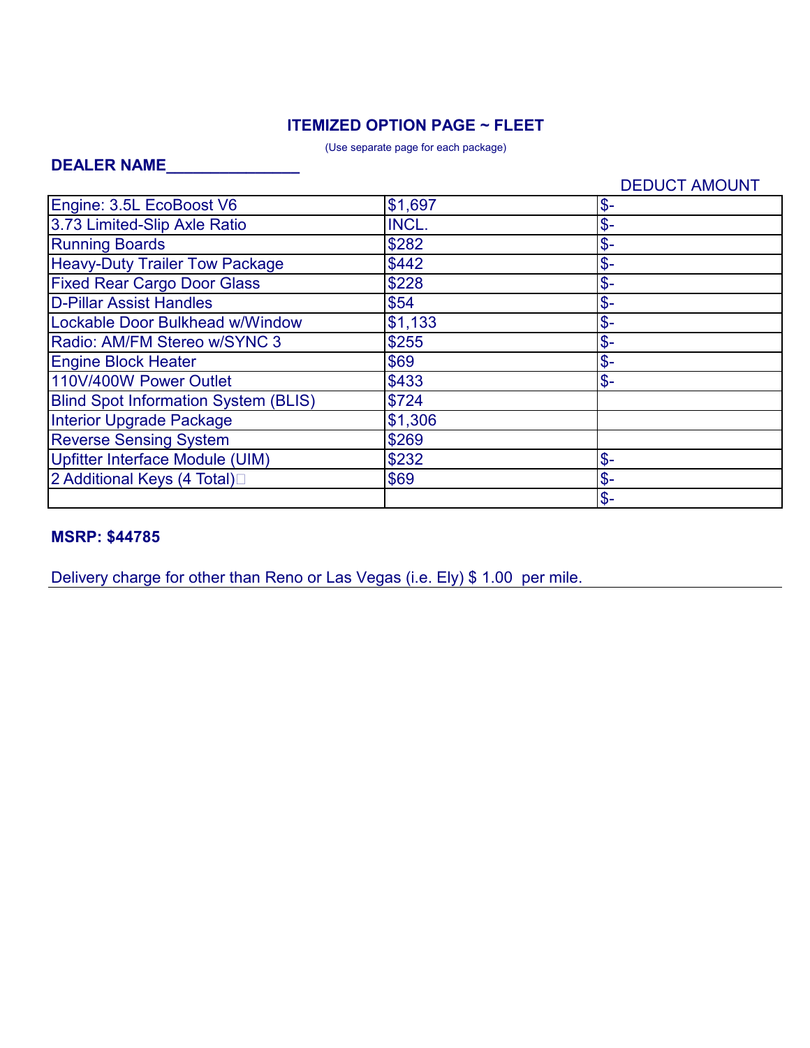## ITEMIZED OPTION PAGE ~ FLEET

(Use separate page for each package)

**DEALER NAME_______________**

| | | DEDUCT AMOUNT |
|---|---|---|
| Engine: 3.5L EcoBoost V6 | $1,697 | $- |
| 3.73 Limited-Slip Axle Ratio | INCL. | $- |
| Running Boards | $282 | $- |
| Heavy-Duty Trailer Tow Package | $442 | $- |
| Fixed Rear Cargo Door Glass | $228 | $- |
| D-Pillar Assist Handles | $54 | $- |
| Lockable Door Bulkhead w/Window | $1,133 | $- |
| Radio: AM/FM Stereo w/SYNC 3 | $255 | $- |
| Engine Block Heater | $69 | $- |
| 110V/400W Power Outlet | $433 | $- |
| Blind Spot Information System (BLIS) | $724 | |
| Interior Upgrade Package | $1,306 | |
| Reverse Sensing System | $269 | |
| Upfitter Interface Module (UIM) | $232 | $- |
| 2 Additional Keys (4 Total) | $69 | $- |
| | | $- |

**MSRP: $44785**

Delivery charge for other than Reno or Las Vegas (i.e. Ely) $ 1.00 per mile.